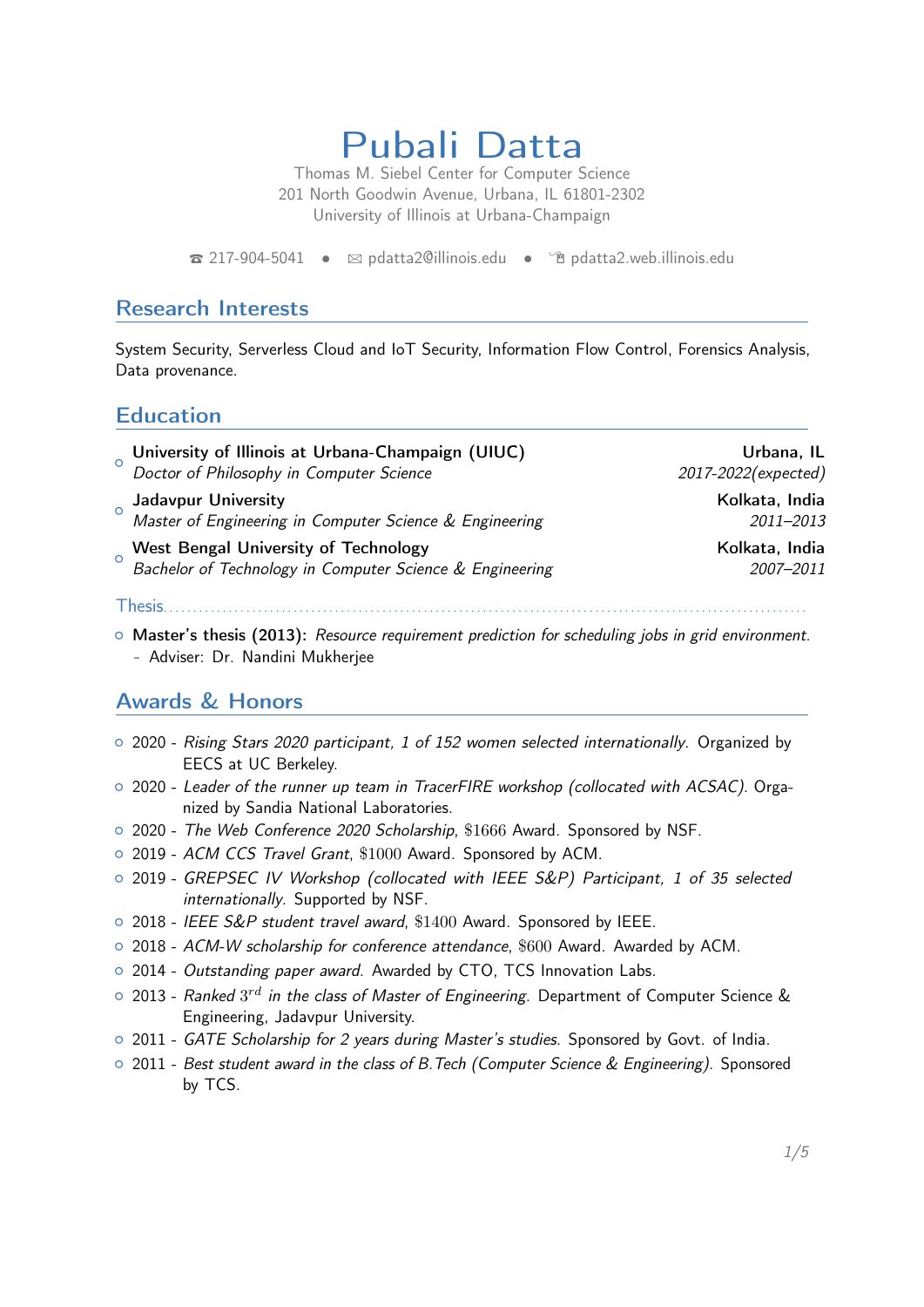# Pubali Datta

Thomas M. Siebel Center for Computer Science
201 North Goodwin Avenue, Urbana, IL 61801-2302
University of Illinois at Urbana-Champaign

☎ 217-904-5041 • ✉ pdatta2@illinois.edu • pdatta2.web.illinois.edu

## Research Interests

System Security, Serverless Cloud and IoT Security, Information Flow Control, Forensics Analysis, Data provenance.

## Education

- **University of Illinois at Urbana-Champaign (UIUC)** — **Urbana, IL**
  *Doctor of Philosophy in Computer Science* — *2017-2022(expected)*
- **Jadavpur University** — **Kolkata, India**
  *Master of Engineering in Computer Science & Engineering* — *2011–2013*
- **West Bengal University of Technology** — **Kolkata, India**
  *Bachelor of Technology in Computer Science & Engineering* — *2007–2011*

### Thesis

- **Master's thesis (2013):** *Resource requirement prediction for scheduling jobs in grid environment.*
  - Adviser: Dr. Nandini Mukherjee

## Awards & Honors

- 2020 - *Rising Stars 2020 participant, 1 of 152 women selected internationally*. Organized by EECS at UC Berkeley.
- 2020 - *Leader of the runner up team in TracerFIRE workshop (collocated with ACSAC)*. Organized by Sandia National Laboratories.
- 2020 - *The Web Conference 2020 Scholarship*, $1666 Award. Sponsored by NSF.
- 2019 - *ACM CCS Travel Grant*, $1000 Award. Sponsored by ACM.
- 2019 - *GREPSEC IV Workshop (collocated with IEEE S&P) Participant, 1 of 35 selected internationally*. Supported by NSF.
- 2018 - *IEEE S&P student travel award*, $1400 Award. Sponsored by IEEE.
- 2018 - *ACM-W scholarship for conference attendance*, $600 Award. Awarded by ACM.
- 2014 - *Outstanding paper award*. Awarded by CTO, TCS Innovation Labs.
- 2013 - *Ranked $3^{rd}$ in the class of Master of Engineering*. Department of Computer Science & Engineering, Jadavpur University.
- 2011 - *GATE Scholarship for 2 years during Master's studies*. Sponsored by Govt. of India.
- 2011 - *Best student award in the class of B.Tech (Computer Science & Engineering)*. Sponsored by TCS.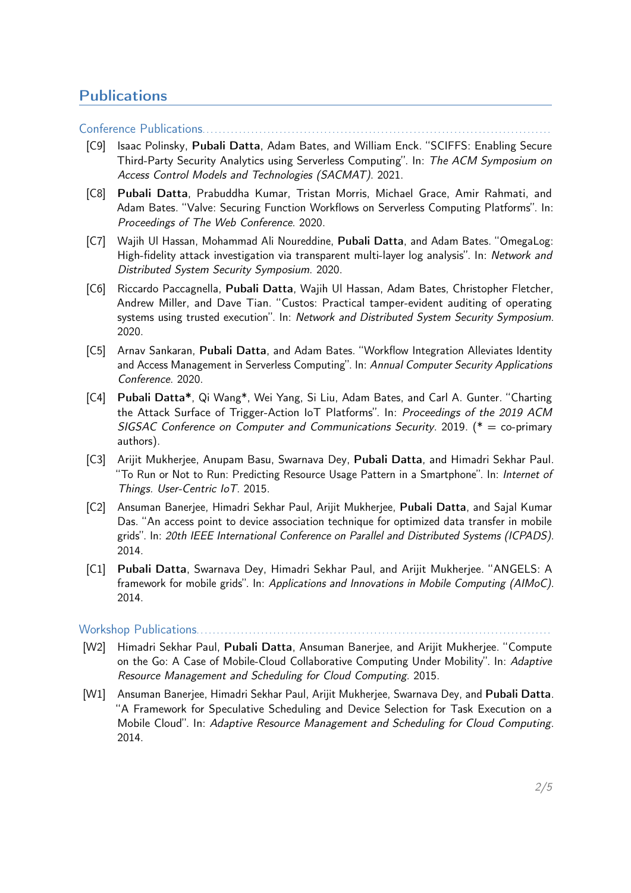## Publications

### Conference Publications

- [C9] Isaac Polinsky, **Pubali Datta**, Adam Bates, and William Enck. "SCIFFS: Enabling Secure Third-Party Security Analytics using Serverless Computing". In: *The ACM Symposium on Access Control Models and Technologies (SACMAT)*. 2021.
- [C8] **Pubali Datta**, Prabuddha Kumar, Tristan Morris, Michael Grace, Amir Rahmati, and Adam Bates. "Valve: Securing Function Workflows on Serverless Computing Platforms". In: *Proceedings of The Web Conference*. 2020.
- [C7] Wajih Ul Hassan, Mohammad Ali Noureddine, **Pubali Datta**, and Adam Bates. "OmegaLog: High-fidelity attack investigation via transparent multi-layer log analysis". In: *Network and Distributed System Security Symposium*. 2020.
- [C6] Riccardo Paccagnella, **Pubali Datta**, Wajih Ul Hassan, Adam Bates, Christopher Fletcher, Andrew Miller, and Dave Tian. "Custos: Practical tamper-evident auditing of operating systems using trusted execution". In: *Network and Distributed System Security Symposium*. 2020.
- [C5] Arnav Sankaran, **Pubali Datta**, and Adam Bates. "Workflow Integration Alleviates Identity and Access Management in Serverless Computing". In: *Annual Computer Security Applications Conference*. 2020.
- [C4] **Pubali Datta***, Qi Wang*, Wei Yang, Si Liu, Adam Bates, and Carl A. Gunter. "Charting the Attack Surface of Trigger-Action IoT Platforms". In: *Proceedings of the 2019 ACM SIGSAC Conference on Computer and Communications Security*. 2019. (* = co-primary authors).
- [C3] Arijit Mukherjee, Anupam Basu, Swarnava Dey, **Pubali Datta**, and Himadri Sekhar Paul. "To Run or Not to Run: Predicting Resource Usage Pattern in a Smartphone". In: *Internet of Things. User-Centric IoT*. 2015.
- [C2] Ansuman Banerjee, Himadri Sekhar Paul, Arijit Mukherjee, **Pubali Datta**, and Sajal Kumar Das. "An access point to device association technique for optimized data transfer in mobile grids". In: *20th IEEE International Conference on Parallel and Distributed Systems (ICPADS)*. 2014.
- [C1] **Pubali Datta**, Swarnava Dey, Himadri Sekhar Paul, and Arijit Mukherjee. "ANGELS: A framework for mobile grids". In: *Applications and Innovations in Mobile Computing (AIMoC)*. 2014.

### Workshop Publications

- [W2] Himadri Sekhar Paul, **Pubali Datta**, Ansuman Banerjee, and Arijit Mukherjee. "Compute on the Go: A Case of Mobile-Cloud Collaborative Computing Under Mobility". In: *Adaptive Resource Management and Scheduling for Cloud Computing*. 2015.
- [W1] Ansuman Banerjee, Himadri Sekhar Paul, Arijit Mukherjee, Swarnava Dey, and **Pubali Datta**. "A Framework for Speculative Scheduling and Device Selection for Task Execution on a Mobile Cloud". In: *Adaptive Resource Management and Scheduling for Cloud Computing*. 2014.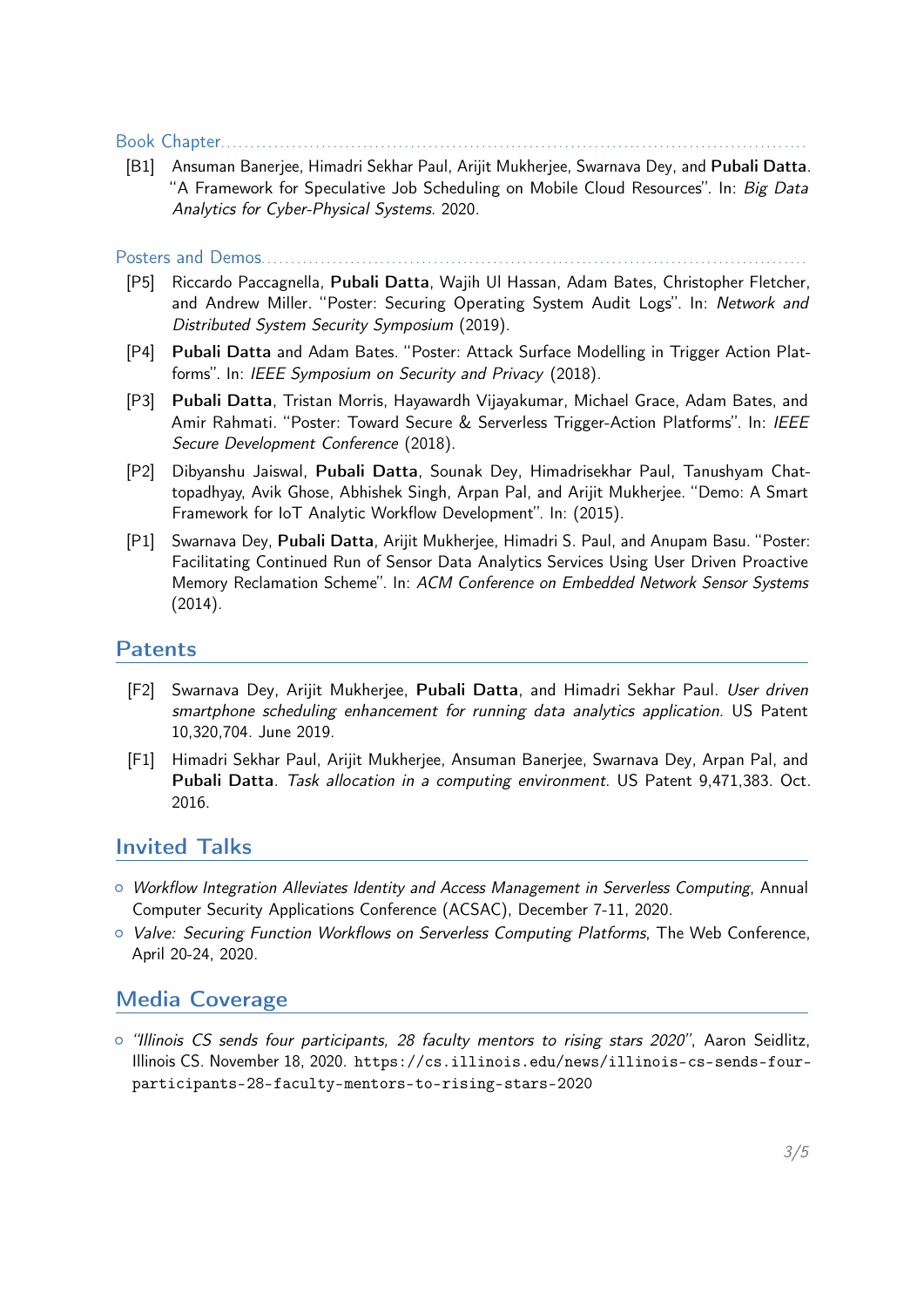### Book Chapter

[B1] Ansuman Banerjee, Himadri Sekhar Paul, Arijit Mukherjee, Swarnava Dey, and **Pubali Datta**. "A Framework for Speculative Job Scheduling on Mobile Cloud Resources". In: *Big Data Analytics for Cyber-Physical Systems*. 2020.

### Posters and Demos

[P5] Riccardo Paccagnella, **Pubali Datta**, Wajih Ul Hassan, Adam Bates, Christopher Fletcher, and Andrew Miller. "Poster: Securing Operating System Audit Logs". In: *Network and Distributed System Security Symposium* (2019).

[P4] **Pubali Datta** and Adam Bates. "Poster: Attack Surface Modelling in Trigger Action Platforms". In: *IEEE Symposium on Security and Privacy* (2018).

[P3] **Pubali Datta**, Tristan Morris, Hayawardh Vijayakumar, Michael Grace, Adam Bates, and Amir Rahmati. "Poster: Toward Secure & Serverless Trigger-Action Platforms". In: *IEEE Secure Development Conference* (2018).

[P2] Dibyanshu Jaiswal, **Pubali Datta**, Sounak Dey, Himadrisekhar Paul, Tanushyam Chattopadhyay, Avik Ghose, Abhishek Singh, Arpan Pal, and Arijit Mukherjee. "Demo: A Smart Framework for IoT Analytic Workflow Development". In: (2015).

[P1] Swarnava Dey, **Pubali Datta**, Arijit Mukherjee, Himadri S. Paul, and Anupam Basu. "Poster: Facilitating Continued Run of Sensor Data Analytics Services Using User Driven Proactive Memory Reclamation Scheme". In: *ACM Conference on Embedded Network Sensor Systems* (2014).

## Patents

[F2] Swarnava Dey, Arijit Mukherjee, **Pubali Datta**, and Himadri Sekhar Paul. *User driven smartphone scheduling enhancement for running data analytics application*. US Patent 10,320,704. June 2019.

[F1] Himadri Sekhar Paul, Arijit Mukherjee, Ansuman Banerjee, Swarnava Dey, Arpan Pal, and **Pubali Datta**. *Task allocation in a computing environment*. US Patent 9,471,383. Oct. 2016.

## Invited Talks

- *Workflow Integration Alleviates Identity and Access Management in Serverless Computing*, Annual Computer Security Applications Conference (ACSAC), December 7-11, 2020.
- *Valve: Securing Function Workflows on Serverless Computing Platforms*, The Web Conference, April 20-24, 2020.

## Media Coverage

- *"Illinois CS sends four participants, 28 faculty mentors to rising stars 2020"*, Aaron Seidlitz, Illinois CS. November 18, 2020. `https://cs.illinois.edu/news/illinois-cs-sends-four-participants-28-faculty-mentors-to-rising-stars-2020`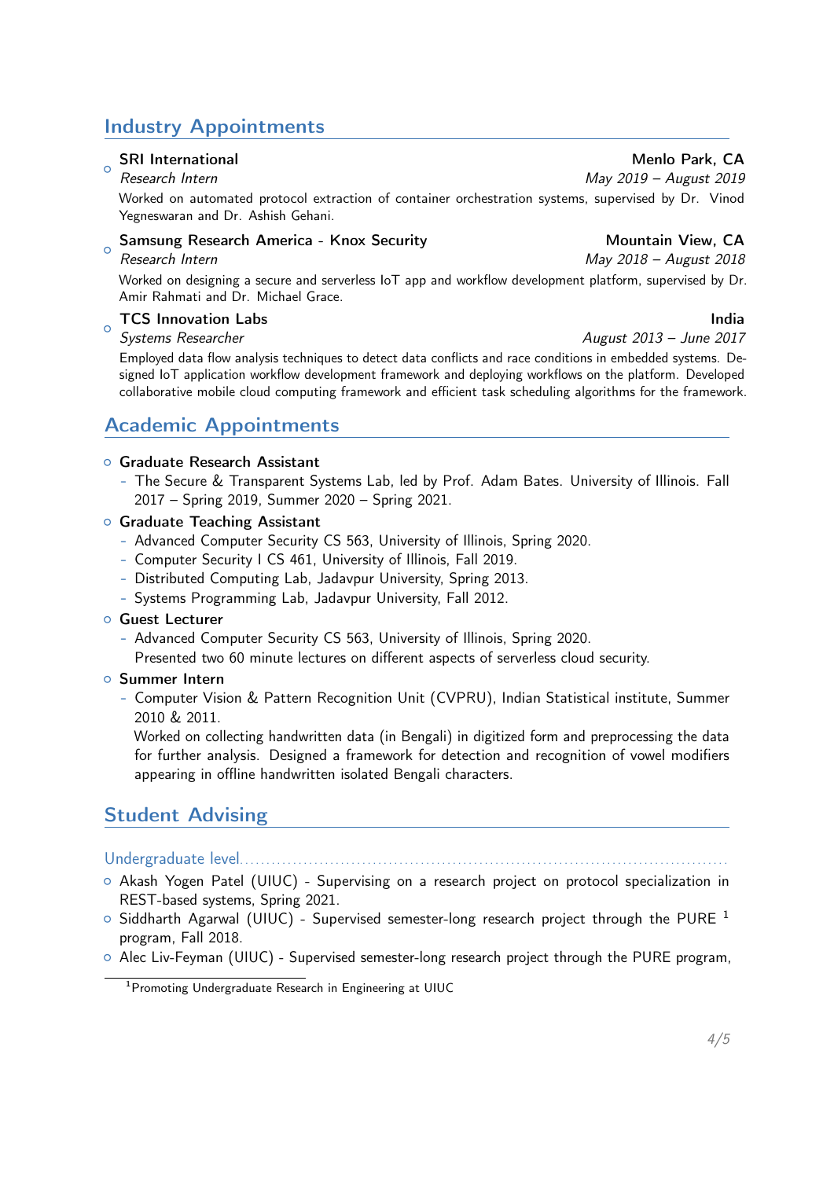## Industry Appointments

- **SRI International** — **Menlo Park, CA**
  *Research Intern* — *May 2019 – August 2019*
  Worked on automated protocol extraction of container orchestration systems, supervised by Dr. Vinod Yegneswaran and Dr. Ashish Gehani.

- **Samsung Research America - Knox Security** — **Mountain View, CA**
  *Research Intern* — *May 2018 – August 2018*
  Worked on designing a secure and serverless IoT app and workflow development platform, supervised by Dr. Amir Rahmati and Dr. Michael Grace.

- **TCS Innovation Labs** — **India**
  *Systems Researcher* — *August 2013 – June 2017*
  Employed data flow analysis techniques to detect data conflicts and race conditions in embedded systems. Designed IoT application workflow development framework and deploying workflows on the platform. Developed collaborative mobile cloud computing framework and efficient task scheduling algorithms for the framework.

## Academic Appointments

- **Graduate Research Assistant**
  - The Secure & Transparent Systems Lab, led by Prof. Adam Bates. University of Illinois. Fall 2017 – Spring 2019, Summer 2020 – Spring 2021.
- **Graduate Teaching Assistant**
  - Advanced Computer Security CS 563, University of Illinois, Spring 2020.
  - Computer Security I CS 461, University of Illinois, Fall 2019.
  - Distributed Computing Lab, Jadavpur University, Spring 2013.
  - Systems Programming Lab, Jadavpur University, Fall 2012.
- **Guest Lecturer**
  - Advanced Computer Security CS 563, University of Illinois, Spring 2020.
    Presented two 60 minute lectures on different aspects of serverless cloud security.
- **Summer Intern**
  - Computer Vision & Pattern Recognition Unit (CVPRU), Indian Statistical institute, Summer 2010 & 2011.
    Worked on collecting handwritten data (in Bengali) in digitized form and preprocessing the data for further analysis. Designed a framework for detection and recognition of vowel modifiers appearing in offline handwritten isolated Bengali characters.

## Student Advising

Undergraduate level

- Akash Yogen Patel (UIUC) - Supervising on a research project on protocol specialization in REST-based systems, Spring 2021.
- Siddharth Agarwal (UIUC) - Supervised semester-long research project through the PURE [1] program, Fall 2018.
- Alec Liv-Feyman (UIUC) - Supervised semester-long research project through the PURE program,

[1] Promoting Undergraduate Research in Engineering at UIUC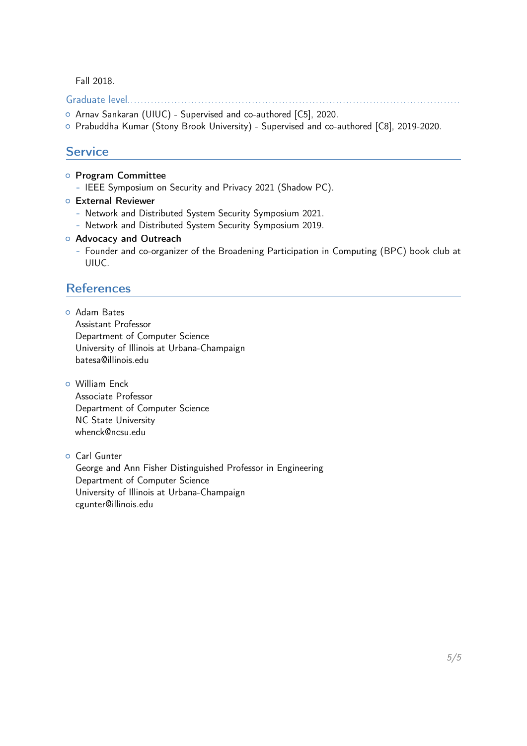Fall 2018.

### Graduate level

- Arnav Sankaran (UIUC) - Supervised and co-authored [C5], 2020.
- Prabuddha Kumar (Stony Brook University) - Supervised and co-authored [C8], 2019-2020.

## Service

- **Program Committee**
  - IEEE Symposium on Security and Privacy 2021 (Shadow PC).
- **External Reviewer**
  - Network and Distributed System Security Symposium 2021.
  - Network and Distributed System Security Symposium 2019.
- **Advocacy and Outreach**
  - Founder and co-organizer of the Broadening Participation in Computing (BPC) book club at UIUC.

## References

- Adam Bates
  Assistant Professor
  Department of Computer Science
  University of Illinois at Urbana-Champaign
  batesa@illinois.edu

- William Enck
  Associate Professor
  Department of Computer Science
  NC State University
  whenck@ncsu.edu

- Carl Gunter
  George and Ann Fisher Distinguished Professor in Engineering
  Department of Computer Science
  University of Illinois at Urbana-Champaign
  cgunter@illinois.edu